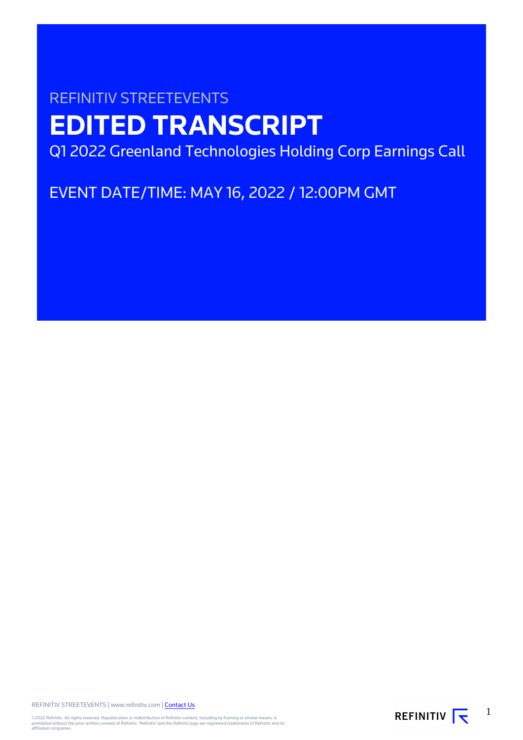REFINITIV STREETEVENTS

# EDITED TRANSCRIPT

Q1 2022 Greenland Technologies Holding Corp Earnings Call

EVENT DATE/TIME: MAY 16, 2022 / 12:00PM GMT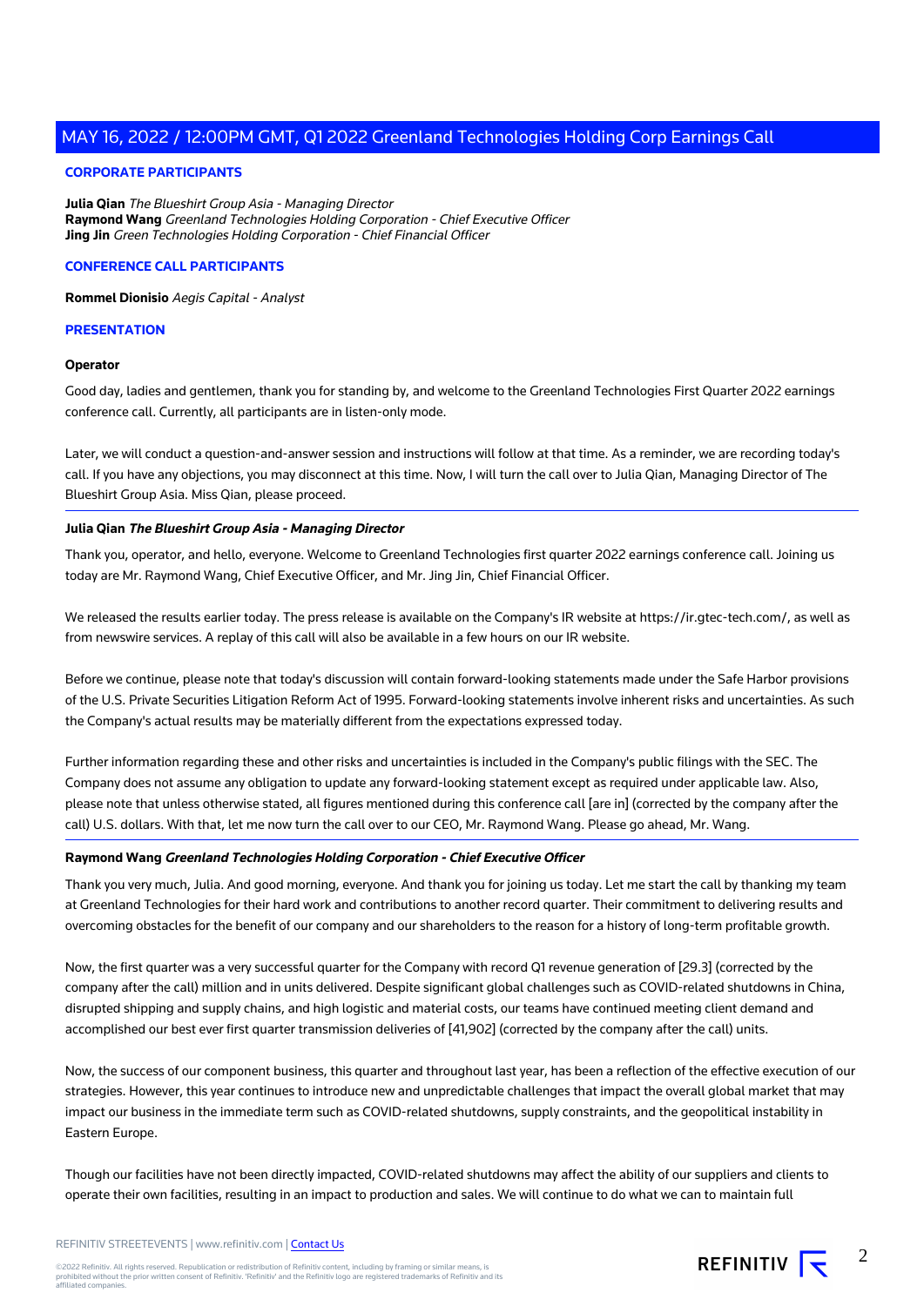## CORPORATE PARTICIPANTS

**Julia Qian** *The Blueshirt Group Asia - Managing Director*
**Raymond Wang** *Greenland Technologies Holding Corporation - Chief Executive Officer*
**Jing Jin** *Green Technologies Holding Corporation - Chief Financial Officer*

## CONFERENCE CALL PARTICIPANTS

**Rommel Dionisio** *Aegis Capital - Analyst*

## PRESENTATION

### Operator

Good day, ladies and gentlemen, thank you for standing by, and welcome to the Greenland Technologies First Quarter 2022 earnings conference call. Currently, all participants are in listen-only mode.

Later, we will conduct a question-and-answer session and instructions will follow at that time. As a reminder, we are recording today's call. If you have any objections, you may disconnect at this time. Now, I will turn the call over to Julia Qian, Managing Director of The Blueshirt Group Asia. Miss Qian, please proceed.

### Julia Qian *The Blueshirt Group Asia - Managing Director*

Thank you, operator, and hello, everyone. Welcome to Greenland Technologies first quarter 2022 earnings conference call. Joining us today are Mr. Raymond Wang, Chief Executive Officer, and Mr. Jing Jin, Chief Financial Officer.

We released the results earlier today. The press release is available on the Company's IR website at https://ir.gtec-tech.com/, as well as from newswire services. A replay of this call will also be available in a few hours on our IR website.

Before we continue, please note that today's discussion will contain forward-looking statements made under the Safe Harbor provisions of the U.S. Private Securities Litigation Reform Act of 1995. Forward-looking statements involve inherent risks and uncertainties. As such the Company's actual results may be materially different from the expectations expressed today.

Further information regarding these and other risks and uncertainties is included in the Company's public filings with the SEC. The Company does not assume any obligation to update any forward-looking statement except as required under applicable law. Also, please note that unless otherwise stated, all figures mentioned during this conference call [are in] (corrected by the company after the call) U.S. dollars. With that, let me now turn the call over to our CEO, Mr. Raymond Wang. Please go ahead, Mr. Wang.

### Raymond Wang *Greenland Technologies Holding Corporation - Chief Executive Officer*

Thank you very much, Julia. And good morning, everyone. And thank you for joining us today. Let me start the call by thanking my team at Greenland Technologies for their hard work and contributions to another record quarter. Their commitment to delivering results and overcoming obstacles for the benefit of our company and our shareholders to the reason for a history of long-term profitable growth.

Now, the first quarter was a very successful quarter for the Company with record Q1 revenue generation of [29.3] (corrected by the company after the call) million and in units delivered. Despite significant global challenges such as COVID-related shutdowns in China, disrupted shipping and supply chains, and high logistic and material costs, our teams have continued meeting client demand and accomplished our best ever first quarter transmission deliveries of [41,902] (corrected by the company after the call) units.

Now, the success of our component business, this quarter and throughout last year, has been a reflection of the effective execution of our strategies. However, this year continues to introduce new and unpredictable challenges that impact the overall global market that may impact our business in the immediate term such as COVID-related shutdowns, supply constraints, and the geopolitical instability in Eastern Europe.

Though our facilities have not been directly impacted, COVID-related shutdowns may affect the ability of our suppliers and clients to operate their own facilities, resulting in an impact to production and sales. We will continue to do what we can to maintain full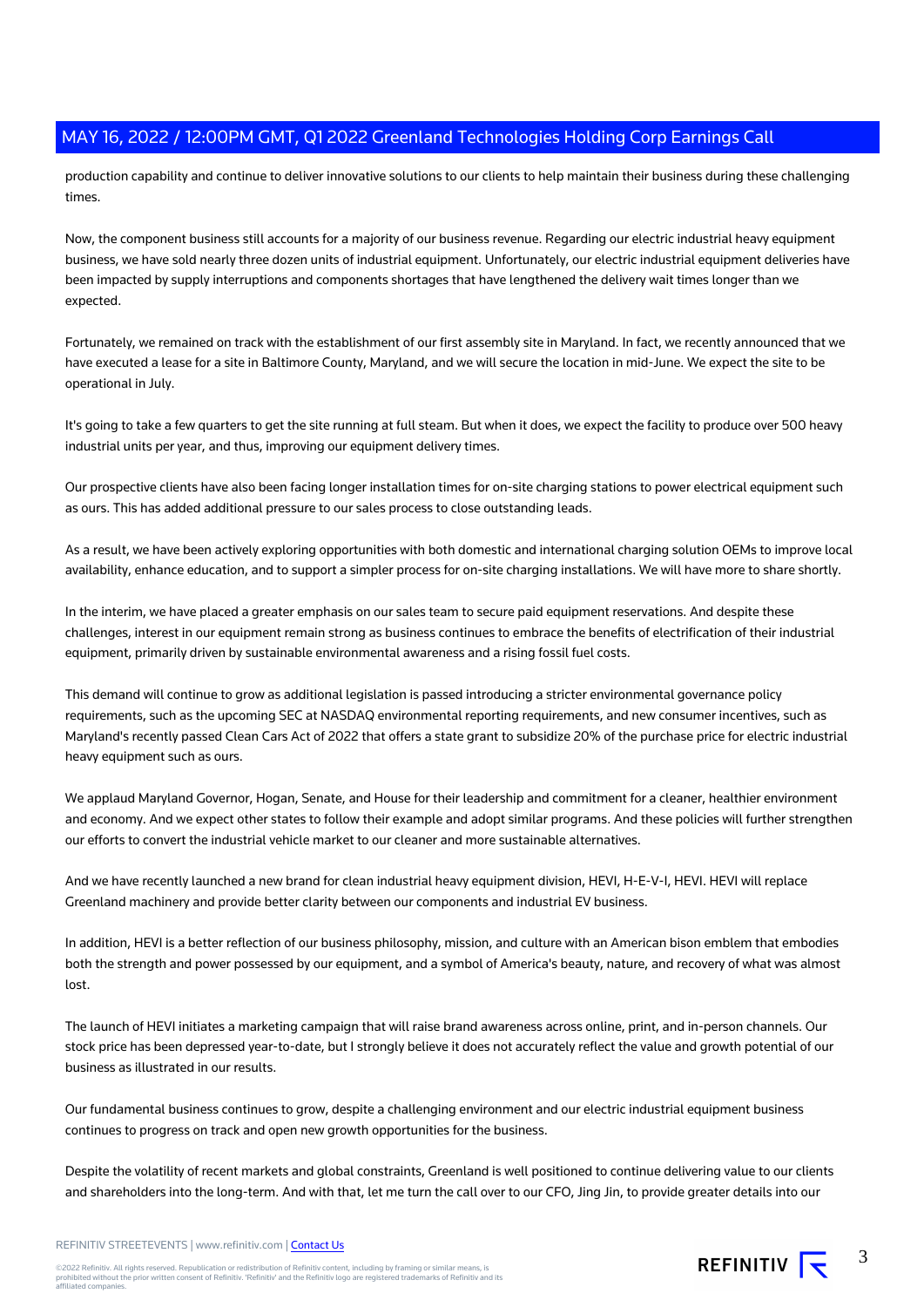production capability and continue to deliver innovative solutions to our clients to help maintain their business during these challenging times.

Now, the component business still accounts for a majority of our business revenue. Regarding our electric industrial heavy equipment business, we have sold nearly three dozen units of industrial equipment. Unfortunately, our electric industrial equipment deliveries have been impacted by supply interruptions and components shortages that have lengthened the delivery wait times longer than we expected.

Fortunately, we remained on track with the establishment of our first assembly site in Maryland. In fact, we recently announced that we have executed a lease for a site in Baltimore County, Maryland, and we will secure the location in mid-June. We expect the site to be operational in July.

It's going to take a few quarters to get the site running at full steam. But when it does, we expect the facility to produce over 500 heavy industrial units per year, and thus, improving our equipment delivery times.

Our prospective clients have also been facing longer installation times for on-site charging stations to power electrical equipment such as ours. This has added additional pressure to our sales process to close outstanding leads.

As a result, we have been actively exploring opportunities with both domestic and international charging solution OEMs to improve local availability, enhance education, and to support a simpler process for on-site charging installations. We will have more to share shortly.

In the interim, we have placed a greater emphasis on our sales team to secure paid equipment reservations. And despite these challenges, interest in our equipment remain strong as business continues to embrace the benefits of electrification of their industrial equipment, primarily driven by sustainable environmental awareness and a rising fossil fuel costs.

This demand will continue to grow as additional legislation is passed introducing a stricter environmental governance policy requirements, such as the upcoming SEC at NASDAQ environmental reporting requirements, and new consumer incentives, such as Maryland's recently passed Clean Cars Act of 2022 that offers a state grant to subsidize 20% of the purchase price for electric industrial heavy equipment such as ours.

We applaud Maryland Governor, Hogan, Senate, and House for their leadership and commitment for a cleaner, healthier environment and economy. And we expect other states to follow their example and adopt similar programs. And these policies will further strengthen our efforts to convert the industrial vehicle market to our cleaner and more sustainable alternatives.

And we have recently launched a new brand for clean industrial heavy equipment division, HEVI, H-E-V-I, HEVI. HEVI will replace Greenland machinery and provide better clarity between our components and industrial EV business.

In addition, HEVI is a better reflection of our business philosophy, mission, and culture with an American bison emblem that embodies both the strength and power possessed by our equipment, and a symbol of America's beauty, nature, and recovery of what was almost lost.

The launch of HEVI initiates a marketing campaign that will raise brand awareness across online, print, and in-person channels. Our stock price has been depressed year-to-date, but I strongly believe it does not accurately reflect the value and growth potential of our business as illustrated in our results.

Our fundamental business continues to grow, despite a challenging environment and our electric industrial equipment business continues to progress on track and open new growth opportunities for the business.

Despite the volatility of recent markets and global constraints, Greenland is well positioned to continue delivering value to our clients and shareholders into the long-term. And with that, let me turn the call over to our CFO, Jing Jin, to provide greater details into our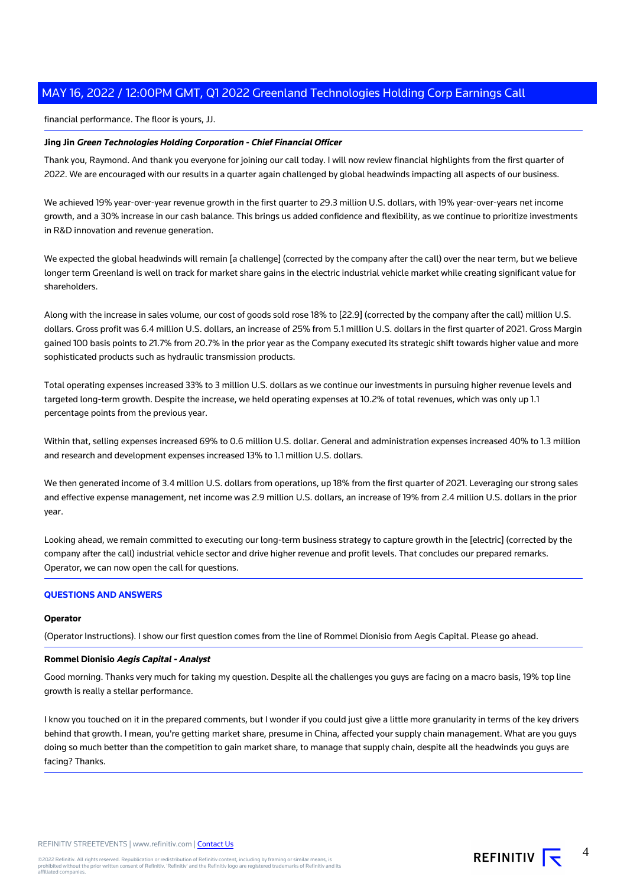financial performance. The floor is yours, JJ.

---

**Jing Jin** ***Green Technologies Holding Corporation - Chief Financial Officer***

Thank you, Raymond. And thank you everyone for joining our call today. I will now review financial highlights from the first quarter of 2022. We are encouraged with our results in a quarter again challenged by global headwinds impacting all aspects of our business.

We achieved 19% year-over-year revenue growth in the first quarter to 29.3 million U.S. dollars, with 19% year-over-years net income growth, and a 30% increase in our cash balance. This brings us added confidence and flexibility, as we continue to prioritize investments in R&D innovation and revenue generation.

We expected the global headwinds will remain [a challenge] (corrected by the company after the call) over the near term, but we believe longer term Greenland is well on track for market share gains in the electric industrial vehicle market while creating significant value for shareholders.

Along with the increase in sales volume, our cost of goods sold rose 18% to [22.9] (corrected by the company after the call) million U.S. dollars. Gross profit was 6.4 million U.S. dollars, an increase of 25% from 5.1 million U.S. dollars in the first quarter of 2021. Gross Margin gained 100 basis points to 21.7% from 20.7% in the prior year as the Company executed its strategic shift towards higher value and more sophisticated products such as hydraulic transmission products.

Total operating expenses increased 33% to 3 million U.S. dollars as we continue our investments in pursuing higher revenue levels and targeted long-term growth. Despite the increase, we held operating expenses at 10.2% of total revenues, which was only up 1.1 percentage points from the previous year.

Within that, selling expenses increased 69% to 0.6 million U.S. dollar. General and administration expenses increased 40% to 1.3 million and research and development expenses increased 13% to 1.1 million U.S. dollars.

We then generated income of 3.4 million U.S. dollars from operations, up 18% from the first quarter of 2021. Leveraging our strong sales and effective expense management, net income was 2.9 million U.S. dollars, an increase of 19% from 2.4 million U.S. dollars in the prior year.

Looking ahead, we remain committed to executing our long-term business strategy to capture growth in the [electric] (corrected by the company after the call) industrial vehicle sector and drive higher revenue and profit levels. That concludes our prepared remarks. Operator, we can now open the call for questions.

---

## QUESTIONS AND ANSWERS

**Operator**

(Operator Instructions). I show our first question comes from the line of Rommel Dionisio from Aegis Capital. Please go ahead.

---

**Rommel Dionisio** ***Aegis Capital - Analyst***

Good morning. Thanks very much for taking my question. Despite all the challenges you guys are facing on a macro basis, 19% top line growth is really a stellar performance.

I know you touched on it in the prepared comments, but I wonder if you could just give a little more granularity in terms of the key drivers behind that growth. I mean, you're getting market share, presume in China, affected your supply chain management. What are you guys doing so much better than the competition to gain market share, to manage that supply chain, despite all the headwinds you guys are facing? Thanks.

---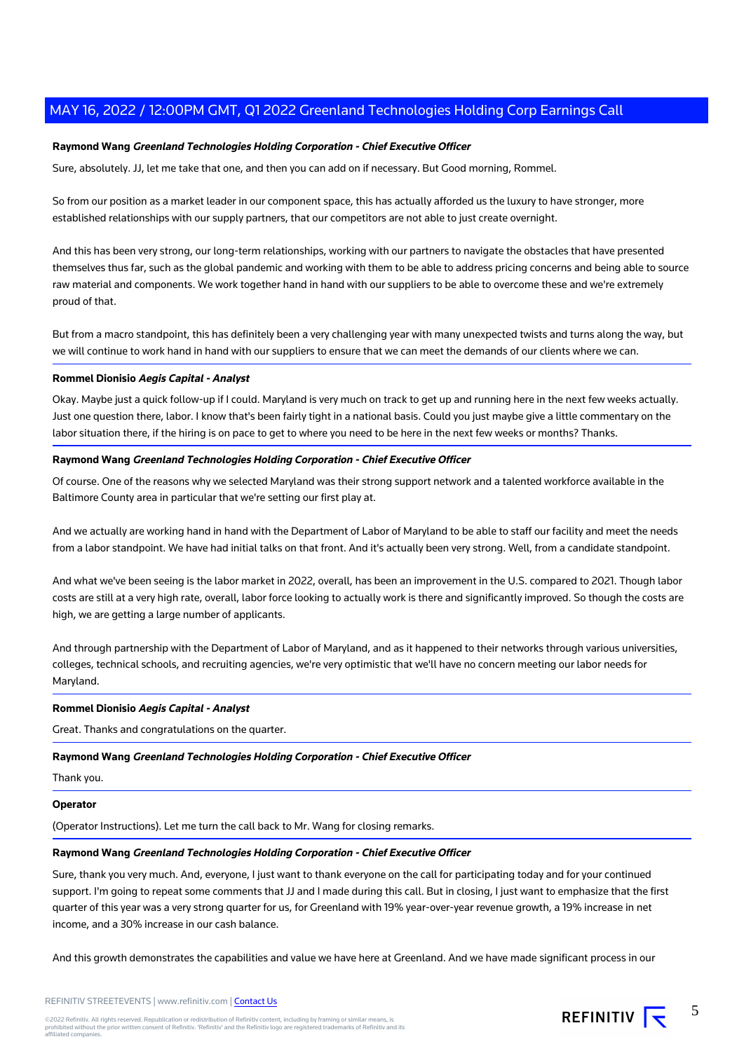**Raymond Wang** ***Greenland Technologies Holding Corporation - Chief Executive Officer***

Sure, absolutely. JJ, let me take that one, and then you can add on if necessary. But Good morning, Rommel.

So from our position as a market leader in our component space, this has actually afforded us the luxury to have stronger, more established relationships with our supply partners, that our competitors are not able to just create overnight.

And this has been very strong, our long-term relationships, working with our partners to navigate the obstacles that have presented themselves thus far, such as the global pandemic and working with them to be able to address pricing concerns and being able to source raw material and components. We work together hand in hand with our suppliers to be able to overcome these and we're extremely proud of that.

But from a macro standpoint, this has definitely been a very challenging year with many unexpected twists and turns along the way, but we will continue to work hand in hand with our suppliers to ensure that we can meet the demands of our clients where we can.

**Rommel Dionisio** ***Aegis Capital - Analyst***

Okay. Maybe just a quick follow-up if I could. Maryland is very much on track to get up and running here in the next few weeks actually. Just one question there, labor. I know that's been fairly tight in a national basis. Could you just maybe give a little commentary on the labor situation there, if the hiring is on pace to get to where you need to be here in the next few weeks or months? Thanks.

**Raymond Wang** ***Greenland Technologies Holding Corporation - Chief Executive Officer***

Of course. One of the reasons why we selected Maryland was their strong support network and a talented workforce available in the Baltimore County area in particular that we're setting our first play at.

And we actually are working hand in hand with the Department of Labor of Maryland to be able to staff our facility and meet the needs from a labor standpoint. We have had initial talks on that front. And it's actually been very strong. Well, from a candidate standpoint.

And what we've been seeing is the labor market in 2022, overall, has been an improvement in the U.S. compared to 2021. Though labor costs are still at a very high rate, overall, labor force looking to actually work is there and significantly improved. So though the costs are high, we are getting a large number of applicants.

And through partnership with the Department of Labor of Maryland, and as it happened to their networks through various universities, colleges, technical schools, and recruiting agencies, we're very optimistic that we'll have no concern meeting our labor needs for Maryland.

**Rommel Dionisio** ***Aegis Capital - Analyst***

Great. Thanks and congratulations on the quarter.

**Raymond Wang** ***Greenland Technologies Holding Corporation - Chief Executive Officer***

Thank you.

**Operator**

(Operator Instructions). Let me turn the call back to Mr. Wang for closing remarks.

**Raymond Wang** ***Greenland Technologies Holding Corporation - Chief Executive Officer***

Sure, thank you very much. And, everyone, I just want to thank everyone on the call for participating today and for your continued support. I'm going to repeat some comments that JJ and I made during this call. But in closing, I just want to emphasize that the first quarter of this year was a very strong quarter for us, for Greenland with 19% year-over-year revenue growth, a 19% increase in net income, and a 30% increase in our cash balance.

And this growth demonstrates the capabilities and value we have here at Greenland. And we have made significant process in our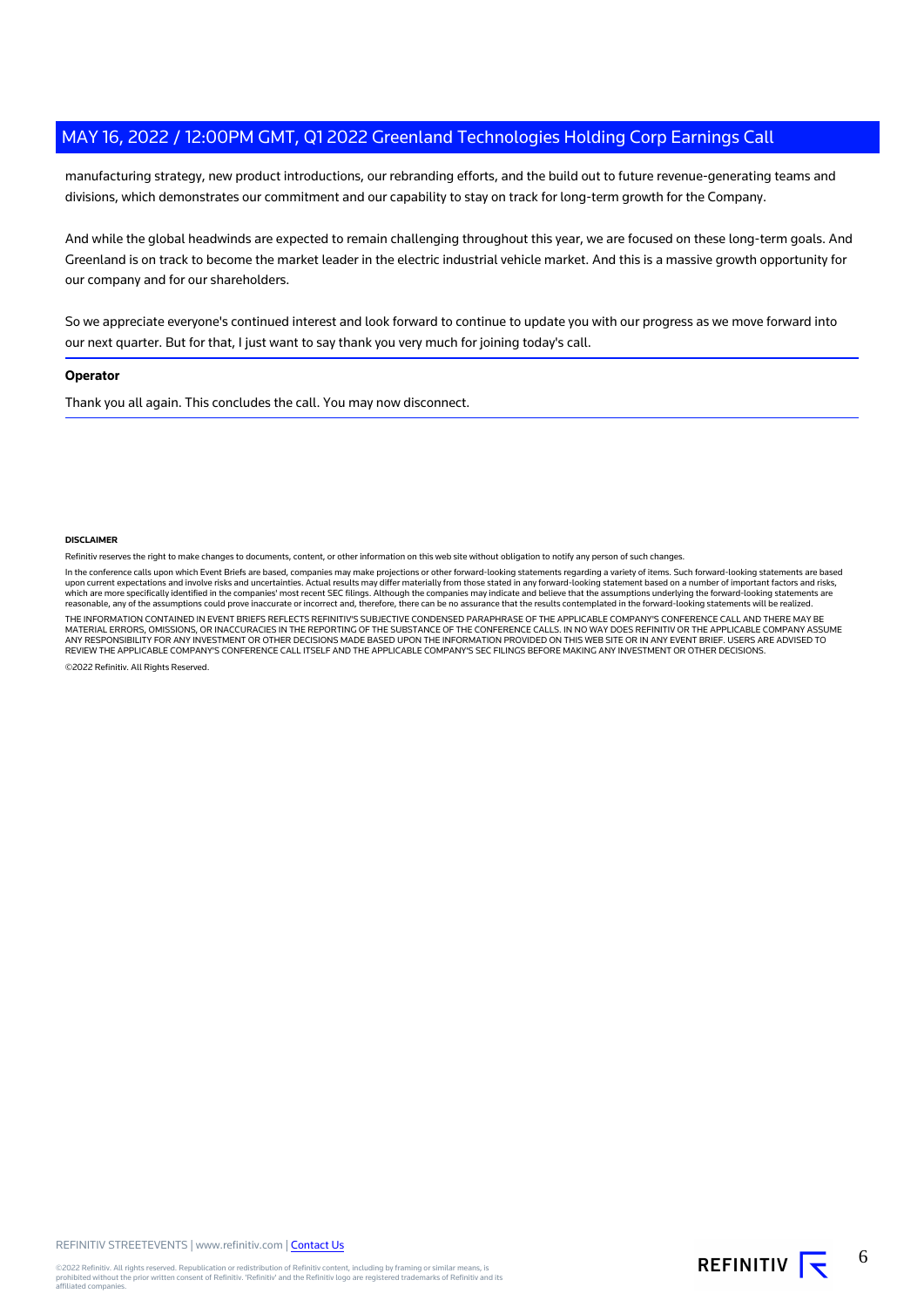manufacturing strategy, new product introductions, our rebranding efforts, and the build out to future revenue-generating teams and divisions, which demonstrates our commitment and our capability to stay on track for long-term growth for the Company.

And while the global headwinds are expected to remain challenging throughout this year, we are focused on these long-term goals. And Greenland is on track to become the market leader in the electric industrial vehicle market. And this is a massive growth opportunity for our company and for our shareholders.

So we appreciate everyone's continued interest and look forward to continue to update you with our progress as we move forward into our next quarter. But for that, I just want to say thank you very much for joining today's call.

**Operator**

Thank you all again. This concludes the call. You may now disconnect.

**DISCLAIMER**

Refinitiv reserves the right to make changes to documents, content, or other information on this web site without obligation to notify any person of such changes.

In the conference calls upon which Event Briefs are based, companies may make projections or other forward-looking statements regarding a variety of items. Such forward-looking statements are based upon current expectations and involve risks and uncertainties. Actual results may differ materially from those stated in any forward-looking statement based on a number of important factors and risks, which are more specifically identified in the companies' most recent SEC filings. Although the companies may indicate and believe that the assumptions underlying the forward-looking statements are reasonable, any of the assumptions could prove inaccurate or incorrect and, therefore, there can be no assurance that the results contemplated in the forward-looking statements will be realized.

THE INFORMATION CONTAINED IN EVENT BRIEFS REFLECTS REFINITIV'S SUBJECTIVE CONDENSED PARAPHRASE OF THE APPLICABLE COMPANY'S CONFERENCE CALL AND THERE MAY BE MATERIAL ERRORS, OMISSIONS, OR INACCURACIES IN THE REPORTING OF THE SUBSTANCE OF THE CONFERENCE CALLS. IN NO WAY DOES REFINITIV OR THE APPLICABLE COMPANY ASSUME ANY RESPONSIBILITY FOR ANY INVESTMENT OR OTHER DECISIONS MADE BASED UPON THE INFORMATION PROVIDED ON THIS WEB SITE OR IN ANY EVENT BRIEF. USERS ARE ADVISED TO REVIEW THE APPLICABLE COMPANY'S CONFERENCE CALL ITSELF AND THE APPLICABLE COMPANY'S SEC FILINGS BEFORE MAKING ANY INVESTMENT OR OTHER DECISIONS.

©2022 Refinitiv. All Rights Reserved.